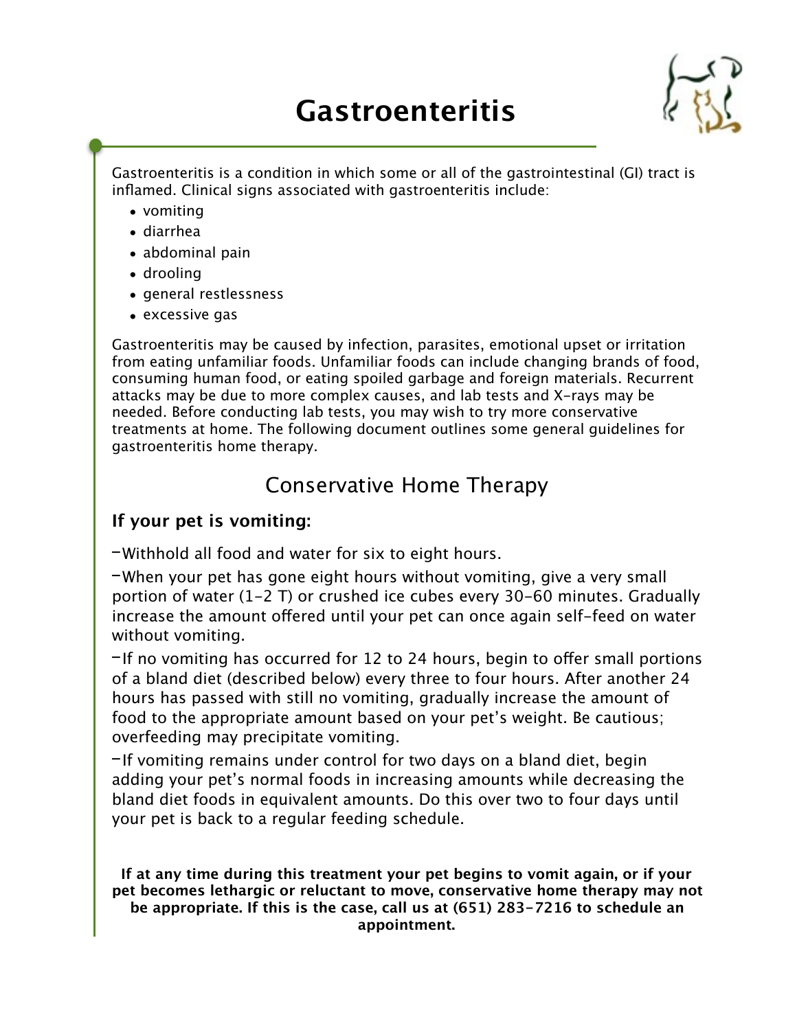# Gastroenteritis

Gastroenteritis is a condition in which some or all of the gastrointestinal (GI) tract is inflamed. Clinical signs associated with gastroenteritis include:

- vomiting
- diarrhea
- abdominal pain
- drooling
- general restlessness
- excessive gas

Gastroenteritis may be caused by infection, parasites, emotional upset or irritation from eating unfamiliar foods. Unfamiliar foods can include changing brands of food, consuming human food, or eating spoiled garbage and foreign materials. Recurrent attacks may be due to more complex causes, and lab tests and X-rays may be needed. Before conducting lab tests, you may wish to try more conservative treatments at home. The following document outlines some general guidelines for gastroenteritis home therapy.

## Conservative Home Therapy

### If your pet is vomiting:

–Withhold all food and water for six to eight hours.

–When your pet has gone eight hours without vomiting, give a very small portion of water (1-2 T) or crushed ice cubes every 30-60 minutes. Gradually increase the amount offered until your pet can once again self-feed on water without vomiting.

–If no vomiting has occurred for 12 to 24 hours, begin to offer small portions of a bland diet (described below) every three to four hours. After another 24 hours has passed with still no vomiting, gradually increase the amount of food to the appropriate amount based on your pet's weight. Be cautious; overfeeding may precipitate vomiting.

–If vomiting remains under control for two days on a bland diet, begin adding your pet's normal foods in increasing amounts while decreasing the bland diet foods in equivalent amounts. Do this over two to four days until your pet is back to a regular feeding schedule.

**If at any time during this treatment your pet begins to vomit again, or if your pet becomes lethargic or reluctant to move, conservative home therapy may not be appropriate. If this is the case, call us at (651) 283-7216 to schedule an appointment.**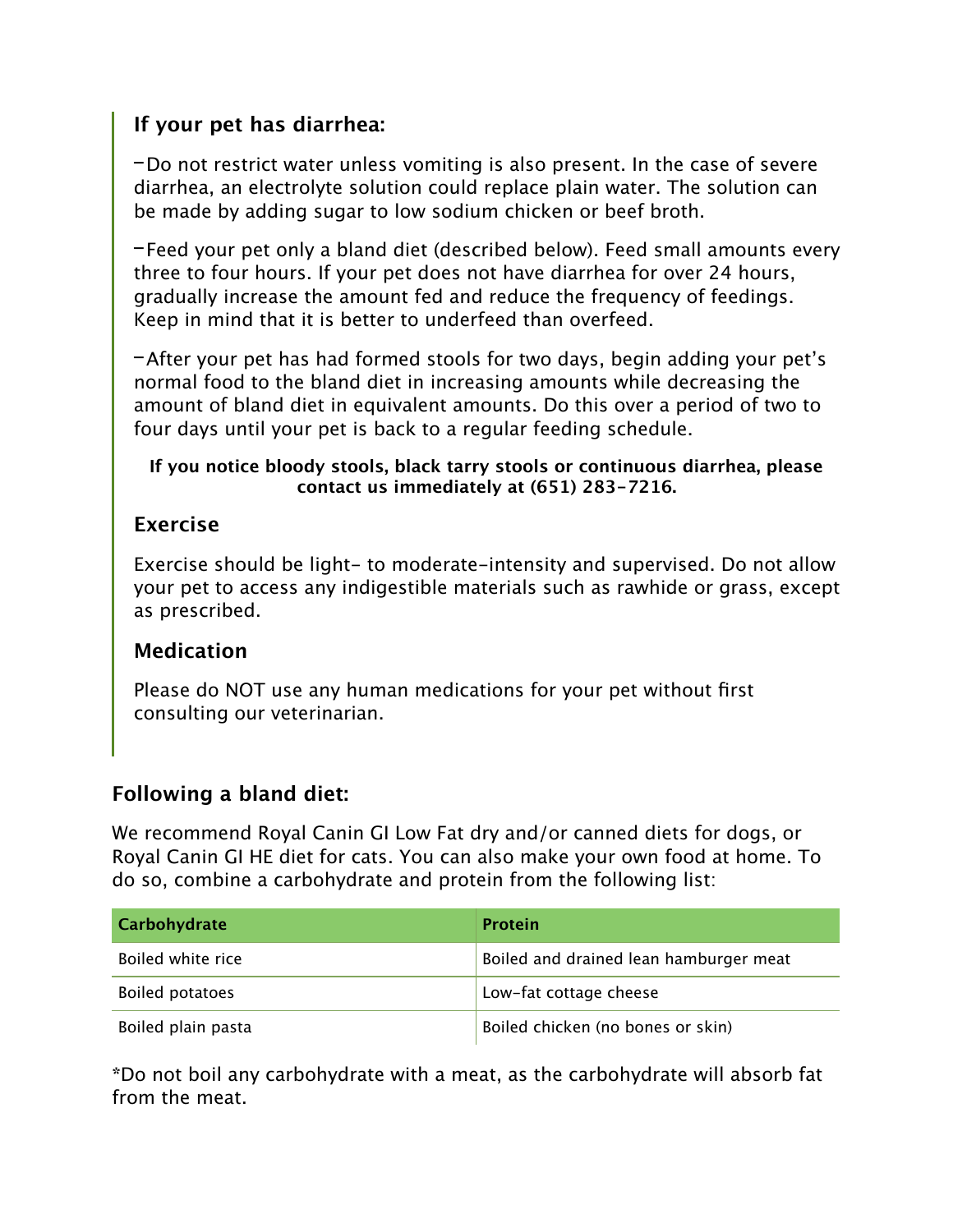### If your pet has diarrhea:

- Do not restrict water unless vomiting is also present. In the case of severe diarrhea, an electrolyte solution could replace plain water. The solution can be made by adding sugar to low sodium chicken or beef broth.
- Feed your pet only a bland diet (described below). Feed small amounts every three to four hours. If your pet does not have diarrhea for over 24 hours, gradually increase the amount fed and reduce the frequency of feedings. Keep in mind that it is better to underfeed than overfeed.
- After your pet has had formed stools for two days, begin adding your pet's normal food to the bland diet in increasing amounts while decreasing the amount of bland diet in equivalent amounts. Do this over a period of two to four days until your pet is back to a regular feeding schedule.

**If you notice bloody stools, black tarry stools or continuous diarrhea, please contact us immediately at (651) 283-7216.**

### Exercise

Exercise should be light- to moderate-intensity and supervised. Do not allow your pet to access any indigestible materials such as rawhide or grass, except as prescribed.

### Medication

Please do NOT use any human medications for your pet without first consulting our veterinarian.

### Following a bland diet:

We recommend Royal Canin GI Low Fat dry and/or canned diets for dogs, or Royal Canin GI HE diet for cats. You can also make your own food at home. To do so, combine a carbohydrate and protein from the following list:

| Carbohydrate | Protein |
|---|---|
| Boiled white rice | Boiled and drained lean hamburger meat |
| Boiled potatoes | Low-fat cottage cheese |
| Boiled plain pasta | Boiled chicken (no bones or skin) |

*Do not boil any carbohydrate with a meat, as the carbohydrate will absorb fat from the meat.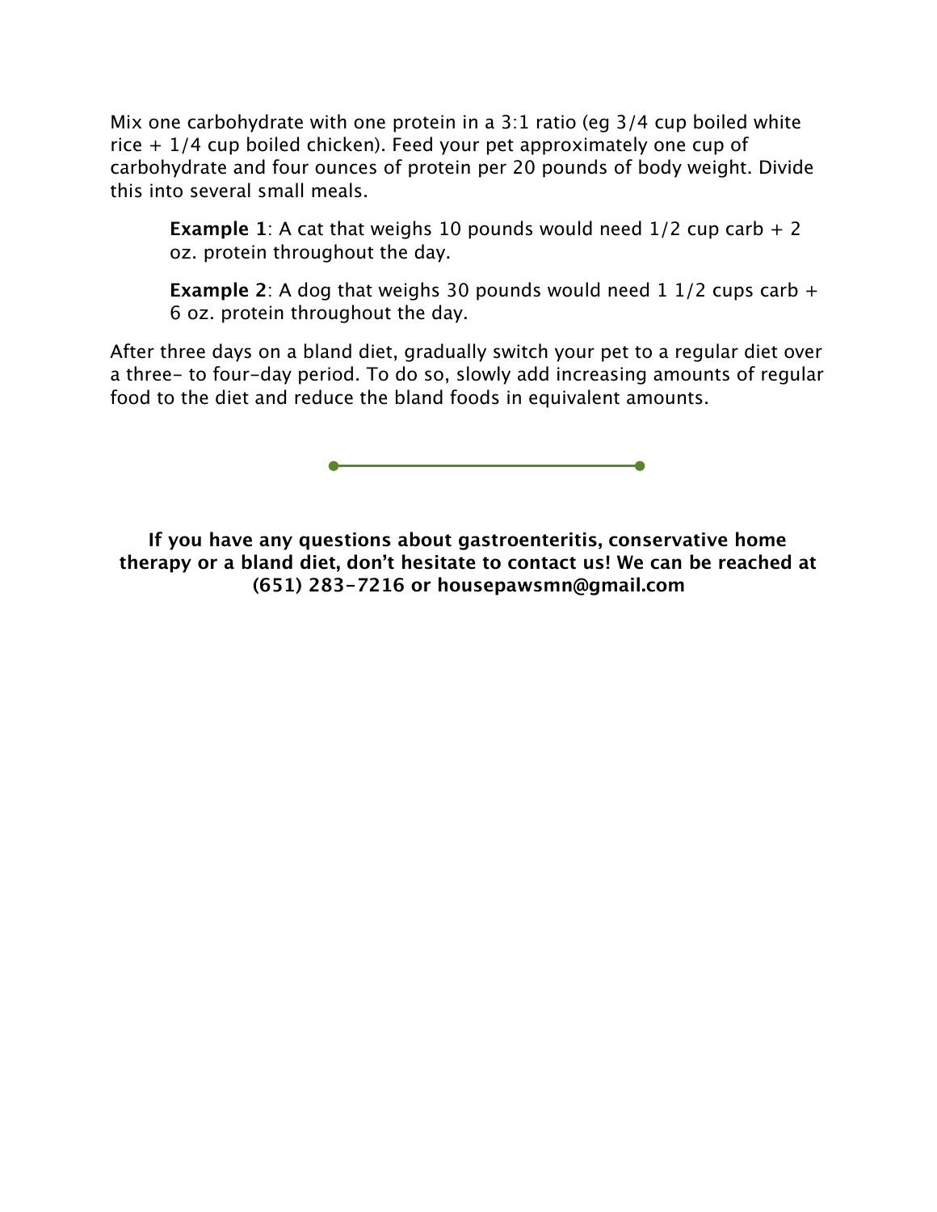Mix one carbohydrate with one protein in a 3:1 ratio (eg 3/4 cup boiled white rice + 1/4 cup boiled chicken). Feed your pet approximately one cup of carbohydrate and four ounces of protein per 20 pounds of body weight. Divide this into several small meals.

> **Example 1**: A cat that weighs 10 pounds would need 1/2 cup carb + 2 oz. protein throughout the day.
>
> **Example 2**: A dog that weighs 30 pounds would need 1 1/2 cups carb + 6 oz. protein throughout the day.

After three days on a bland diet, gradually switch your pet to a regular diet over a three- to four-day period. To do so, slowly add increasing amounts of regular food to the diet and reduce the bland foods in equivalent amounts.

---

**If you have any questions about gastroenteritis, conservative home therapy or a bland diet, don't hesitate to contact us! We can be reached at (651) 283-7216 or housepawsmn@gmail.com**